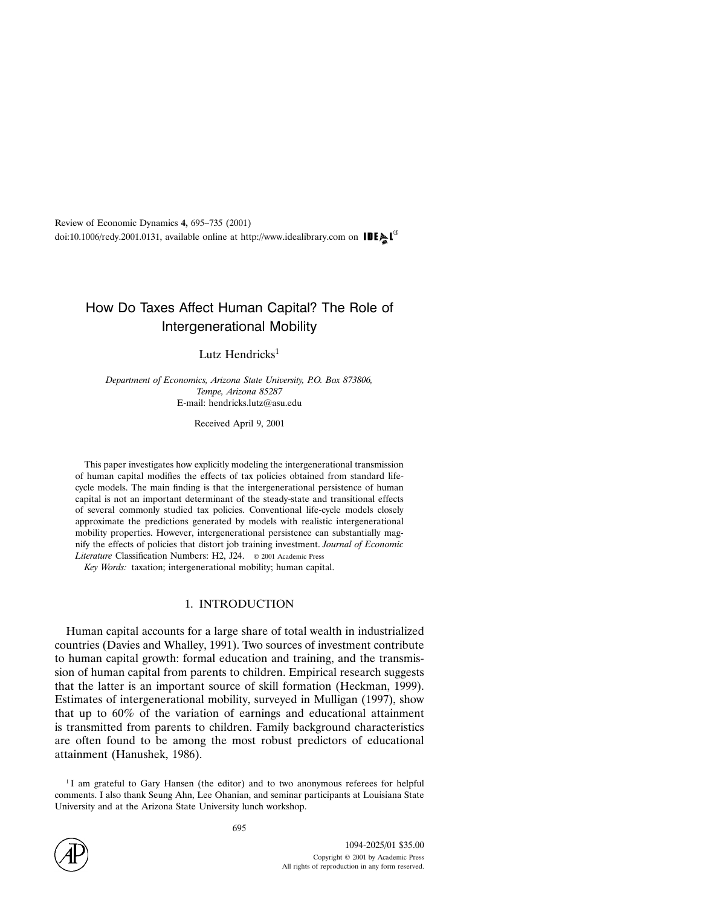# How Do Taxes Affect Human Capital? The Role of Intergenerational Mobility

Lutz Hendricks[1]

*Department of Economics, Arizona State University, P.O. Box 873806, Tempe, Arizona 85287*
E-mail: hendricks.lutz@asu.edu

Received April 9, 2001

This paper investigates how explicitly modeling the intergenerational transmission of human capital modifies the effects of tax policies obtained from standard life-cycle models. The main finding is that the intergenerational persistence of human capital is not an important determinant of the steady-state and transitional effects of several commonly studied tax policies. Conventional life-cycle models closely approximate the predictions generated by models with realistic intergenerational mobility properties. However, intergenerational persistence can substantially magnify the effects of policies that distort job training investment. *Journal of Economic Literature* Classification Numbers: H2, J24. © 2001 Academic Press

*Key Words:* taxation; intergenerational mobility; human capital.

## 1. INTRODUCTION

Human capital accounts for a large share of total wealth in industrialized countries (Davies and Whalley, 1991). Two sources of investment contribute to human capital growth: formal education and training, and the transmission of human capital from parents to children. Empirical research suggests that the latter is an important source of skill formation (Heckman, 1999). Estimates of intergenerational mobility, surveyed in Mulligan (1997), show that up to 60% of the variation of earnings and educational attainment is transmitted from parents to children. Family background characteristics are often found to be among the most robust predictors of educational attainment (Hanushek, 1986).

[1] I am grateful to Gary Hansen (the editor) and to two anonymous referees for helpful comments. I also thank Seung Ahn, Lee Ohanian, and seminar participants at Louisiana State University and at the Arizona State University lunch workshop.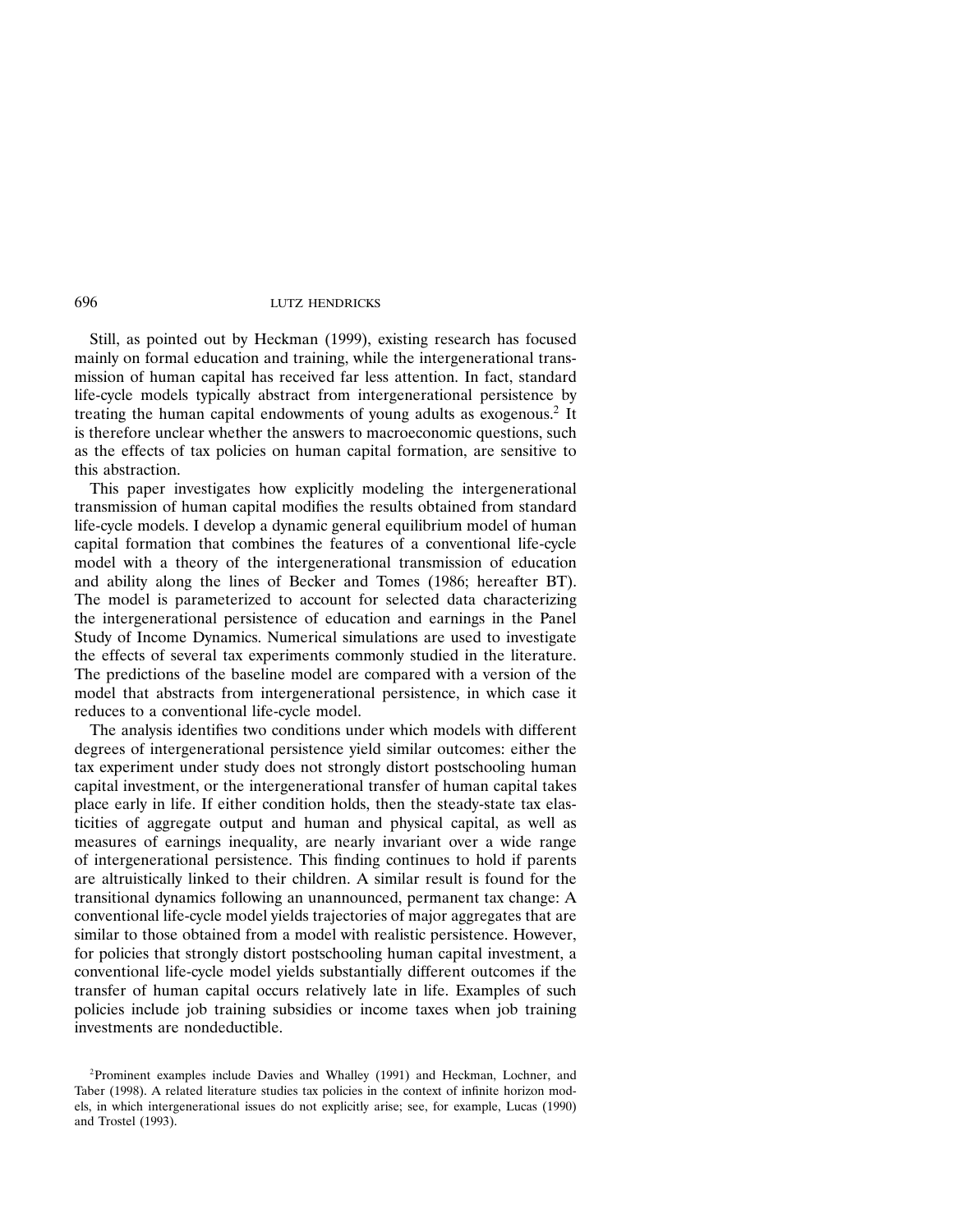Still, as pointed out by Heckman (1999), existing research has focused mainly on formal education and training, while the intergenerational transmission of human capital has received far less attention. In fact, standard life-cycle models typically abstract from intergenerational persistence by treating the human capital endowments of young adults as exogenous.[2] It is therefore unclear whether the answers to macroeconomic questions, such as the effects of tax policies on human capital formation, are sensitive to this abstraction.

This paper investigates how explicitly modeling the intergenerational transmission of human capital modifies the results obtained from standard life-cycle models. I develop a dynamic general equilibrium model of human capital formation that combines the features of a conventional life-cycle model with a theory of the intergenerational transmission of education and ability along the lines of Becker and Tomes (1986; hereafter BT). The model is parameterized to account for selected data characterizing the intergenerational persistence of education and earnings in the Panel Study of Income Dynamics. Numerical simulations are used to investigate the effects of several tax experiments commonly studied in the literature. The predictions of the baseline model are compared with a version of the model that abstracts from intergenerational persistence, in which case it reduces to a conventional life-cycle model.

The analysis identifies two conditions under which models with different degrees of intergenerational persistence yield similar outcomes: either the tax experiment under study does not strongly distort postschooling human capital investment, or the intergenerational transfer of human capital takes place early in life. If either condition holds, then the steady-state tax elasticities of aggregate output and human and physical capital, as well as measures of earnings inequality, are nearly invariant over a wide range of intergenerational persistence. This finding continues to hold if parents are altruistically linked to their children. A similar result is found for the transitional dynamics following an unannounced, permanent tax change: A conventional life-cycle model yields trajectories of major aggregates that are similar to those obtained from a model with realistic persistence. However, for policies that strongly distort postschooling human capital investment, a conventional life-cycle model yields substantially different outcomes if the transfer of human capital occurs relatively late in life. Examples of such policies include job training subsidies or income taxes when job training investments are nondeductible.

[2]Prominent examples include Davies and Whalley (1991) and Heckman, Lochner, and Taber (1998). A related literature studies tax policies in the context of infinite horizon models, in which intergenerational issues do not explicitly arise; see, for example, Lucas (1990) and Trostel (1993).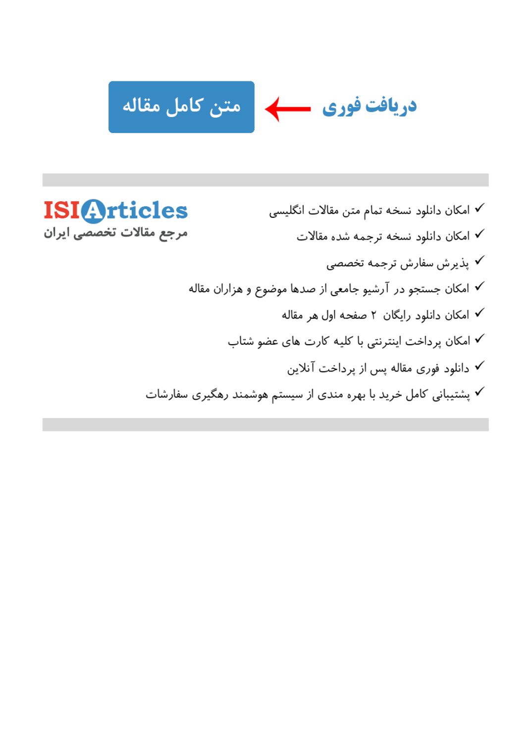دریافت فوری ← متن کامل مقاله

**ISIArticles**
مرجع مقالات تخصصی ایران

- ✓ امکان دانلود نسخه تمام متن مقالات انگلیسی
- ✓ امکان دانلود نسخه ترجمه شده مقالات
- ✓ پذیرش سفارش ترجمه تخصصی
- ✓ امکان جستجو در آرشیو جامعی از صدها موضوع و هزاران مقاله
- ✓ امکان دانلود رایگان ۲ صفحه اول هر مقاله
- ✓ امکان پرداخت اینترنتی با کلیه کارت های عضو شتاب
- ✓ دانلود فوری مقاله پس از پرداخت آنلاین
- ✓ پشتیبانی کامل خرید با بهره مندی از سیستم هوشمند رهگیری سفارشات